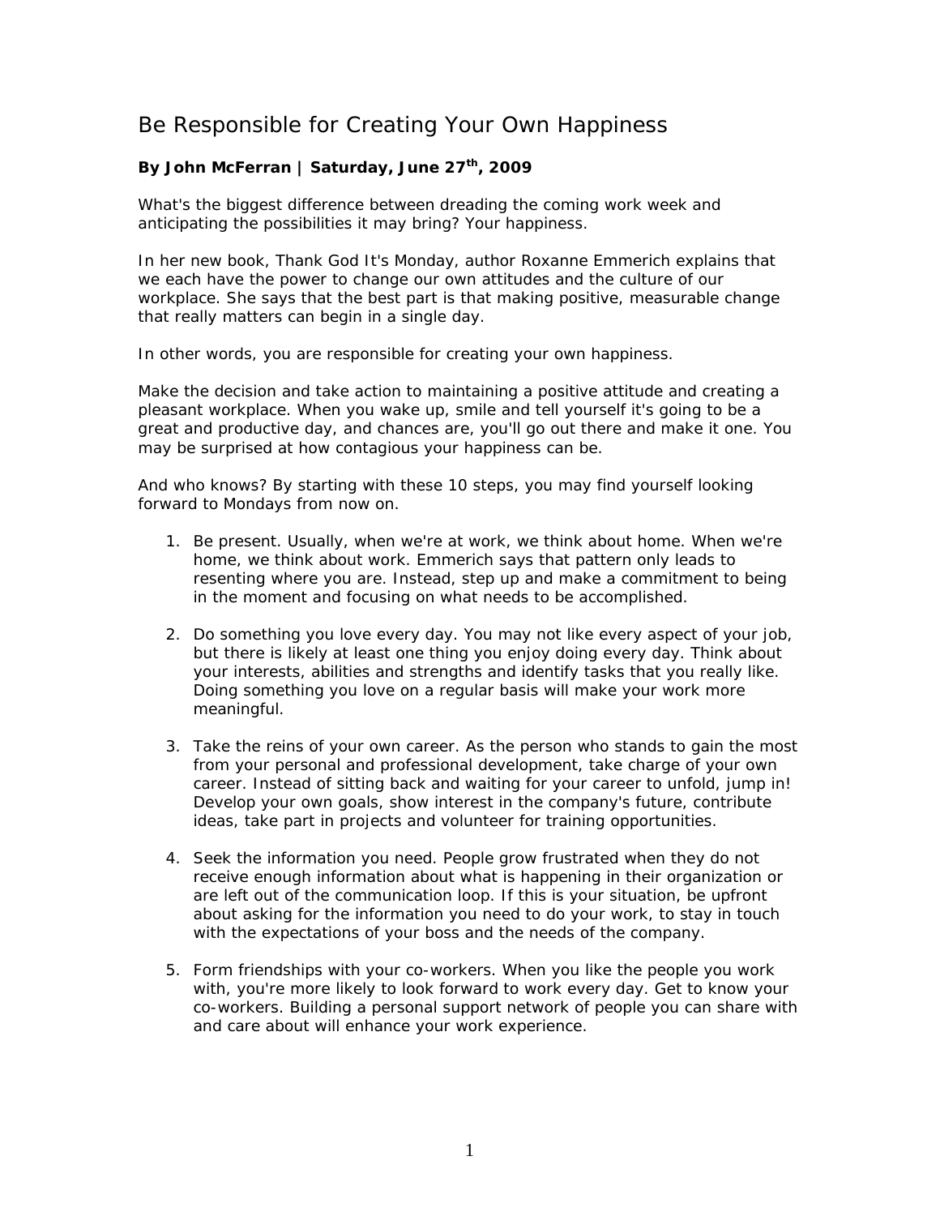# Be Responsible for Creating Your Own Happiness

**By John McFerran | Saturday, June 27th, 2009**

What's the biggest difference between dreading the coming work week and anticipating the possibilities it may bring? Your happiness.

In her new book, Thank God It's Monday, author Roxanne Emmerich explains that we each have the power to change our own attitudes and the culture of our workplace. She says that the best part is that making positive, measurable change that really matters can begin in a single day.

In other words, you are responsible for creating your own happiness.

Make the decision and take action to maintaining a positive attitude and creating a pleasant workplace. When you wake up, smile and tell yourself it's going to be a great and productive day, and chances are, you'll go out there and make it one. You may be surprised at how contagious your happiness can be.

And who knows? By starting with these 10 steps, you may find yourself looking forward to Mondays from now on.

1. Be present. Usually, when we're at work, we think about home. When we're home, we think about work. Emmerich says that pattern only leads to resenting where you are. Instead, step up and make a commitment to being in the moment and focusing on what needs to be accomplished.

2. Do something you love every day. You may not like every aspect of your job, but there is likely at least one thing you enjoy doing every day. Think about your interests, abilities and strengths and identify tasks that you really like. Doing something you love on a regular basis will make your work more meaningful.

3. Take the reins of your own career. As the person who stands to gain the most from your personal and professional development, take charge of your own career. Instead of sitting back and waiting for your career to unfold, jump in! Develop your own goals, show interest in the company's future, contribute ideas, take part in projects and volunteer for training opportunities.

4. Seek the information you need. People grow frustrated when they do not receive enough information about what is happening in their organization or are left out of the communication loop. If this is your situation, be upfront about asking for the information you need to do your work, to stay in touch with the expectations of your boss and the needs of the company.

5. Form friendships with your co-workers. When you like the people you work with, you're more likely to look forward to work every day. Get to know your co-workers. Building a personal support network of people you can share with and care about will enhance your work experience.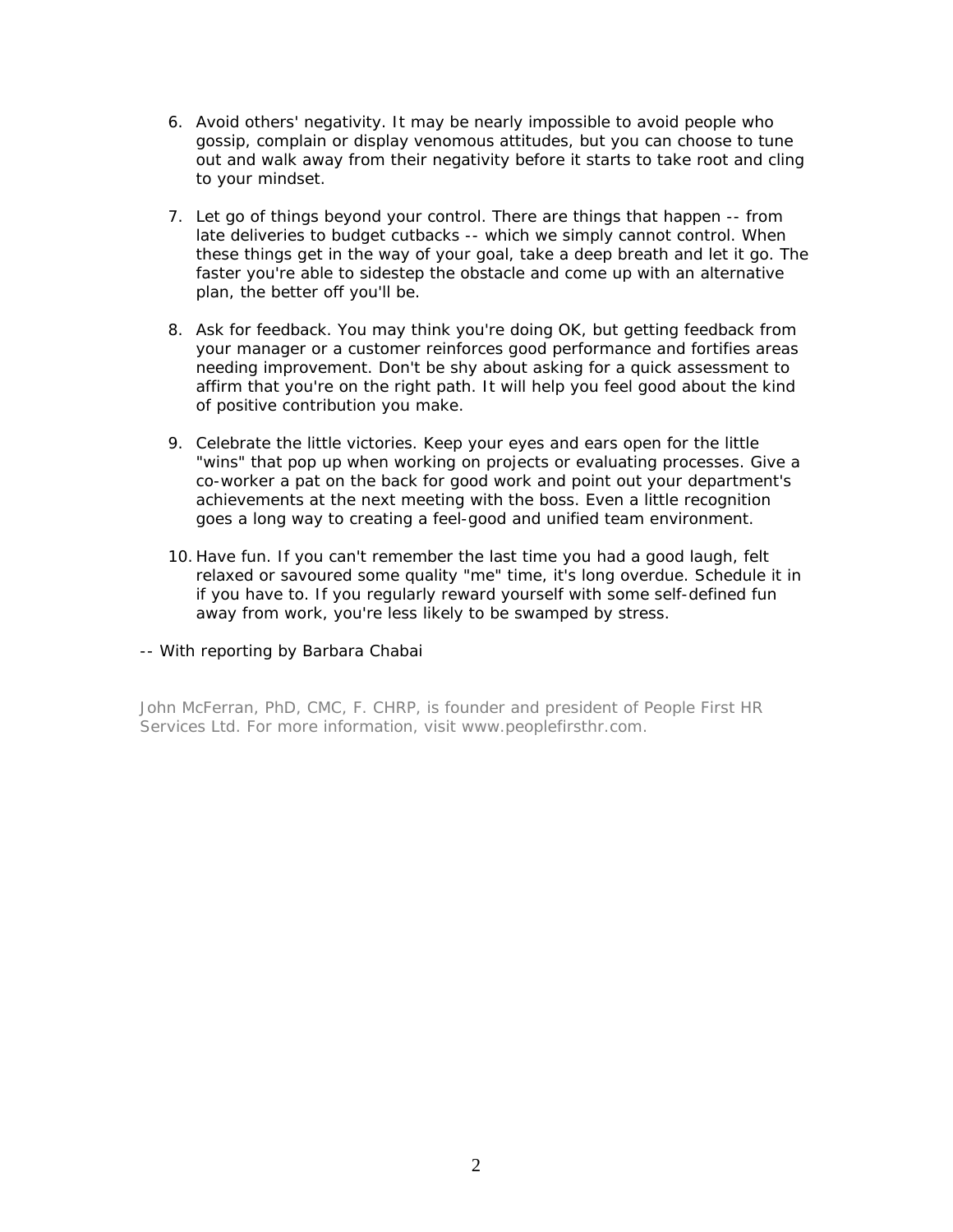6. Avoid others' negativity. It may be nearly impossible to avoid people who gossip, complain or display venomous attitudes, but you can choose to tune out and walk away from their negativity before it starts to take root and cling to your mindset.

7. Let go of things beyond your control. There are things that happen -- from late deliveries to budget cutbacks -- which we simply cannot control. When these things get in the way of your goal, take a deep breath and let it go. The faster you're able to sidestep the obstacle and come up with an alternative plan, the better off you'll be.

8. Ask for feedback. You may think you're doing OK, but getting feedback from your manager or a customer reinforces good performance and fortifies areas needing improvement. Don't be shy about asking for a quick assessment to affirm that you're on the right path. It will help you feel good about the kind of positive contribution you make.

9. Celebrate the little victories. Keep your eyes and ears open for the little "wins" that pop up when working on projects or evaluating processes. Give a co-worker a pat on the back for good work and point out your department's achievements at the next meeting with the boss. Even a little recognition goes a long way to creating a feel-good and unified team environment.

10. Have fun. If you can't remember the last time you had a good laugh, felt relaxed or savoured some quality "me" time, it's long overdue. Schedule it in if you have to. If you regularly reward yourself with some self-defined fun away from work, you're less likely to be swamped by stress.

-- With reporting by Barbara Chabai

John McFerran, PhD, CMC, F. CHRP, is founder and president of People First HR Services Ltd. For more information, visit www.peoplefirsthr.com.